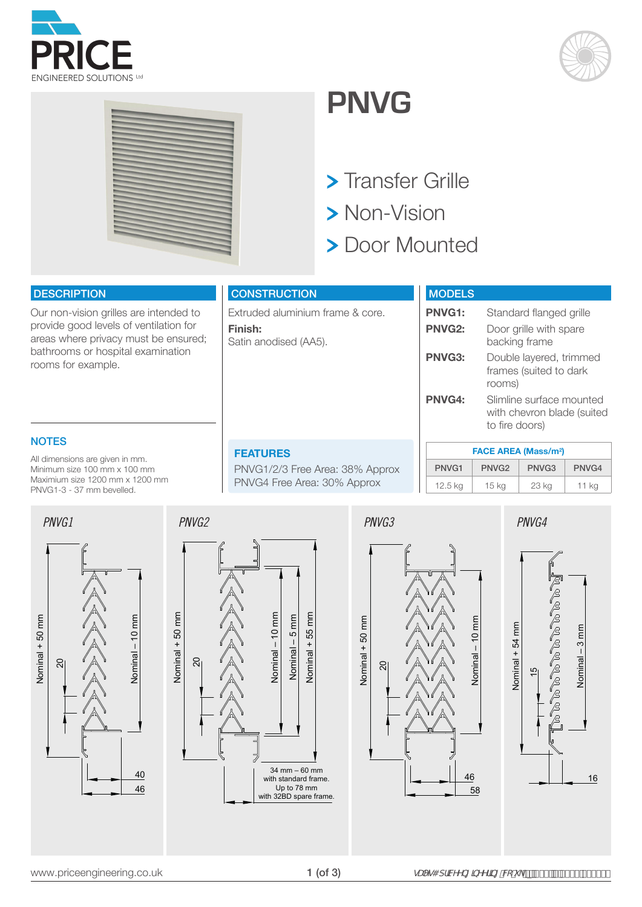PRICE
ENGINEERED SOLUTIONS Ltd

# PNVG

> Transfer Grille
> Non-Vision
> Door Mounted

## DESCRIPTION

Our non-vision grilles are intended to provide good levels of ventilation for areas where privacy must be ensured; bathrooms or hospital examination rooms for example.

## CONSTRUCTION

Extruded aluminium frame & core.

**Finish:**
Satin anodised (AA5).

## MODELS

| | |
|---|---|
| **PNVG1:** | Standard flanged grille |
| **PNVG2:** | Door grille with spare backing frame |
| **PNVG3:** | Double layered, trimmed frames (suited to dark rooms) |
| **PNVG4:** | Slimline surface mounted with chevron blade (suited to fire doors) |

## NOTES

All dimensions are given in mm.
Minimum size 100 mm x 100 mm
Maximium size 1200 mm x 1200 mm
PNVG1-3 - 37 mm bevelled.

## FEATURES

PNVG1/2/3 Free Area: 38% Approx
PNVG4 Free Area: 30% Approx

| FACE AREA (Mass/m²) | | | |
|---|---|---|---|
| PNVG1 | PNVG2 | PNVG3 | PNVG4 |
| 12.5 kg | 15 kg | 23 kg | 11 kg |

*PNVG1*

Nominal + 50 mm; 20; Nominal – 10 mm; 40; 46

*PNVG2*

Nominal + 50 mm; 20; Nominal – 10 mm; Nominal – 5 mm; Nominal + 55 mm; 34 mm – 60 mm with standard frame. Up to 78 mm with 32BD spare frame.

*PNVG3*

Nominal + 50 mm; 20; Nominal – 10 mm; 46; 58

*PNVG4*

Nominal + 54 mm; 15; Nominal – 3 mm; 16

www.priceengineering.co.uk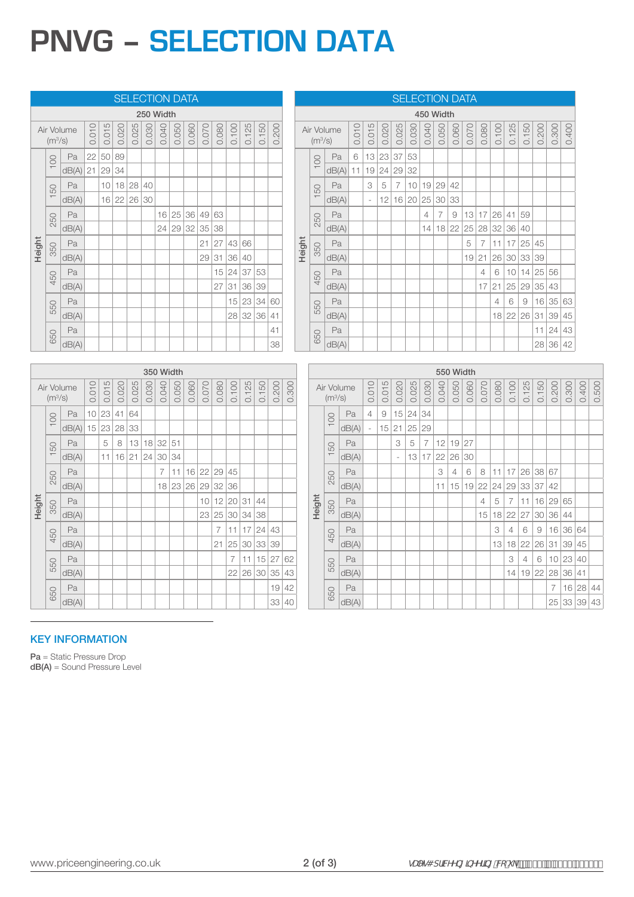# PNVG – SELECTION DATA

## SELECTION DATA

**250 Width**

| Height | | Air Volume (m³/s) | 0.010 | 0.015 | 0.020 | 0.025 | 0.030 | 0.040 | 0.050 | 0.060 | 0.070 | 0.080 | 0.100 | 0.125 | 0.150 | 0.200 |
|---|---|---|---|---|---|---|---|---|---|---|---|---|---|---|---|---|
| Height | 100 | Pa | 22 | 50 | 89 | | | | | | | | | | | |
| | | dB(A) | 21 | 29 | 34 | | | | | | | | | | | |
| | 150 | Pa | | 10 | 18 | 28 | 40 | | | | | | | | | |
| | | dB(A) | | 16 | 22 | 26 | 30 | | | | | | | | | |
| | 250 | Pa | | | | | | 16 | 25 | 36 | 49 | 63 | | | | |
| | | dB(A) | | | | | | 24 | 29 | 32 | 35 | 38 | | | | |
| | 350 | Pa | | | | | | | | | 21 | 27 | 43 | 66 | | |
| | | dB(A) | | | | | | | | | 29 | 31 | 36 | 40 | | |
| | 450 | Pa | | | | | | | | | | 15 | 24 | 37 | 53 | |
| | | dB(A) | | | | | | | | | | 27 | 31 | 36 | 39 | |
| | 550 | Pa | | | | | | | | | | | 15 | 23 | 34 | 60 |
| | | dB(A) | | | | | | | | | | | 28 | 32 | 36 | 41 |
| | 650 | Pa | | | | | | | | | | | | | | 41 |
| | | dB(A) | | | | | | | | | | | | | | 38 |

## SELECTION DATA

**450 Width**

| Height | | Air Volume (m³/s) | 0.010 | 0.015 | 0.020 | 0.025 | 0.030 | 0.040 | 0.050 | 0.060 | 0.070 | 0.080 | 0.100 | 0.125 | 0.150 | 0.200 | 0.300 | 0.400 |
|---|---|---|---|---|---|---|---|---|---|---|---|---|---|---|---|---|---|---|
| Height | 100 | Pa | 6 | 13 | 23 | 37 | 53 | | | | | | | | | | | |
| | | dB(A) | 11 | 19 | 24 | 29 | 32 | | | | | | | | | | | |
| | 150 | Pa | | 3 | 5 | 7 | 10 | 19 | 29 | 42 | | | | | | | | |
| | | dB(A) | | - | 12 | 16 | 20 | 25 | 30 | 33 | | | | | | | | |
| | 250 | Pa | | | | | | 4 | 7 | 9 | 13 | 17 | 26 | 41 | 59 | | | |
| | | dB(A) | | | | | | 14 | 18 | 22 | 25 | 28 | 32 | 36 | 40 | | | |
| | 350 | Pa | | | | | | | | | 5 | 7 | 11 | 17 | 25 | 45 | | |
| | | dB(A) | | | | | | | | | 19 | 21 | 26 | 30 | 33 | 39 | | |
| | 450 | Pa | | | | | | | | | | 4 | 6 | 10 | 14 | 25 | 56 | |
| | | dB(A) | | | | | | | | | | 17 | 21 | 25 | 29 | 35 | 43 | |
| | 550 | Pa | | | | | | | | | | | 4 | 6 | 9 | 16 | 35 | 63 |
| | | dB(A) | | | | | | | | | | | 18 | 22 | 26 | 31 | 39 | 45 |
| | 650 | Pa | | | | | | | | | | | | | | 11 | 24 | 43 |
| | | dB(A) | | | | | | | | | | | | | | 28 | 36 | 42 |

**350 Width**

| Height | | Air Volume (m³/s) | 0.010 | 0.015 | 0.020 | 0.025 | 0.030 | 0.040 | 0.050 | 0.060 | 0.070 | 0.080 | 0.100 | 0.125 | 0.150 | 0.200 | 0.300 |
|---|---|---|---|---|---|---|---|---|---|---|---|---|---|---|---|---|---|
| Height | 100 | Pa | 10 | 23 | 41 | 64 | | | | | | | | | | | |
| | | dB(A) | 15 | 23 | 28 | 33 | | | | | | | | | | | |
| | 150 | Pa | | 5 | 8 | 13 | 18 | 32 | 51 | | | | | | | | |
| | | dB(A) | | 11 | 16 | 21 | 24 | 30 | 34 | | | | | | | | |
| | 250 | Pa | | | | | | 7 | 11 | 16 | 22 | 29 | 45 | | | | |
| | | dB(A) | | | | | | 18 | 23 | 26 | 29 | 32 | 36 | | | | |
| | 350 | Pa | | | | | | | | | 10 | 12 | 20 | 31 | 44 | | |
| | | dB(A) | | | | | | | | | 23 | 25 | 30 | 34 | 38 | | |
| | 450 | Pa | | | | | | | | | | 7 | 11 | 17 | 24 | 43 | |
| | | dB(A) | | | | | | | | | | 21 | 25 | 30 | 33 | 39 | |
| | 550 | Pa | | | | | | | | | | | 7 | 11 | 15 | 27 | 62 |
| | | dB(A) | | | | | | | | | | | 22 | 26 | 30 | 35 | 43 |
| | 650 | Pa | | | | | | | | | | | | | | 19 | 42 |
| | | dB(A) | | | | | | | | | | | | | | 33 | 40 |

**550 Width**

| Height | | Air Volume (m³/s) | 0.010 | 0.015 | 0.020 | 0.025 | 0.030 | 0.040 | 0.050 | 0.060 | 0.070 | 0.080 | 0.100 | 0.125 | 0.150 | 0.200 | 0.300 | 0.400 | 0.500 |
|---|---|---|---|---|---|---|---|---|---|---|---|---|---|---|---|---|---|---|---|
| Height | 100 | Pa | 4 | 9 | 15 | 24 | 34 | | | | | | | | | | | | |
| | | dB(A) | - | 15 | 21 | 25 | 29 | | | | | | | | | | | | |
| | 150 | Pa | | | 3 | 5 | 7 | 12 | 19 | 27 | | | | | | | | | |
| | | dB(A) | | | - | 13 | 17 | 22 | 26 | 30 | | | | | | | | | |
| | 250 | Pa | | | | | | 3 | 4 | 6 | 8 | 11 | 17 | 26 | 38 | 67 | | | |
| | | dB(A) | | | | | | 11 | 15 | 19 | 22 | 24 | 29 | 33 | 37 | 42 | | | |
| | 350 | Pa | | | | | | | | | 4 | 5 | 7 | 11 | 16 | 29 | 65 | | |
| | | dB(A) | | | | | | | | | 15 | 18 | 22 | 27 | 30 | 36 | 44 | | |
| | 450 | Pa | | | | | | | | | | 3 | 4 | 6 | 9 | 16 | 36 | 64 | |
| | | dB(A) | | | | | | | | | | 13 | 18 | 22 | 26 | 31 | 39 | 45 | |
| | 550 | Pa | | | | | | | | | | | 3 | 4 | 6 | 10 | 23 | 40 | |
| | | dB(A) | | | | | | | | | | | 14 | 19 | 22 | 28 | 36 | 41 | |
| | 650 | Pa | | | | | | | | | | | | | | 7 | 16 | 28 | 44 |
| | | dB(A) | | | | | | | | | | | | | | 25 | 33 | 39 | 43 |

## KEY INFORMATION

**Pa** = Static Pressure Drop
**dB(A)** = Sound Pressure Level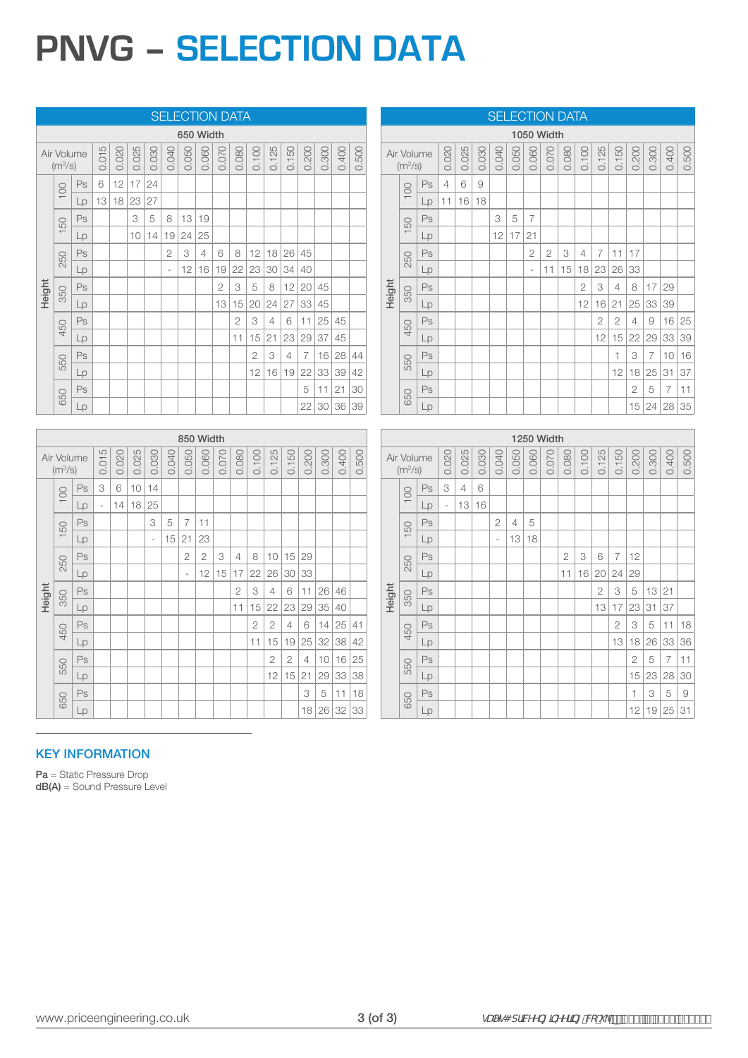# PNVG – SELECTION DATA

## SELECTION DATA

### 650 Width

| Height | | Air Volume ($m^3/s$) | 0.015 | 0.020 | 0.025 | 0.030 | 0.040 | 0.050 | 0.060 | 0.070 | 0.080 | 0.100 | 0.125 | 0.150 | 0.200 | 0.300 | 0.400 | 0.500 |
|---|---|---|---|---|---|---|---|---|---|---|---|---|---|---|---|---|---|---|
| Height | 100 | Ps | 6 | 12 | 17 | 24 | | | | | | | | | | | | |
| | | Lp | 13 | 18 | 23 | 27 | | | | | | | | | | | | |
| | 150 | Ps | | | 3 | 5 | 8 | 13 | 19 | | | | | | | | | |
| | | Lp | | | 10 | 14 | 19 | 24 | 25 | | | | | | | | | |
| | 250 | Ps | | | | | 2 | 3 | 4 | 6 | 8 | 12 | 18 | 26 | 45 | | | |
| | | Lp | | | | | - | 12 | 16 | 19 | 22 | 23 | 30 | 34 | 40 | | | |
| | 350 | Ps | | | | | | | | 2 | 3 | 5 | 8 | 12 | 20 | 45 | | |
| | | Lp | | | | | | | | 13 | 15 | 20 | 24 | 27 | 33 | 45 | | |
| | 450 | Ps | | | | | | | | | 2 | 3 | 4 | 6 | 11 | 25 | 45 | |
| | | Lp | | | | | | | | | 11 | 15 | 21 | 23 | 29 | 37 | 45 | |
| | 550 | Ps | | | | | | | | | | 2 | 3 | 4 | 7 | 16 | 28 | 44 |
| | | Lp | | | | | | | | | | 12 | 16 | 19 | 22 | 33 | 39 | 42 |
| | 650 | Ps | | | | | | | | | | | | | 5 | 11 | 21 | 30 |
| | | Lp | | | | | | | | | | | | | 22 | 30 | 36 | 39 |

## SELECTION DATA

### 1050 Width

| Height | | Air Volume ($m^3/s$) | 0.020 | 0.025 | 0.030 | 0.040 | 0.050 | 0.060 | 0.070 | 0.080 | 0.100 | 0.125 | 0.150 | 0.200 | 0.300 | 0.400 | 0.500 |
|---|---|---|---|---|---|---|---|---|---|---|---|---|---|---|---|---|---|
| Height | 100 | Ps | 4 | 6 | 9 | | | | | | | | | | | | |
| | | Lp | 11 | 16 | 18 | | | | | | | | | | | | |
| | 150 | Ps | | | | 3 | 5 | 7 | | | | | | | | | |
| | | Lp | | | | 12 | 17 | 21 | | | | | | | | | |
| | 250 | Ps | | | | | | 2 | 2 | 3 | 4 | 7 | 11 | 17 | | | |
| | | Lp | | | | | | - | 11 | 15 | 18 | 23 | 26 | 33 | | | |
| | 350 | Ps | | | | | | | | | 2 | 3 | 4 | 8 | 17 | 29 | |
| | | Lp | | | | | | | | | 12 | 16 | 21 | 25 | 33 | 39 | |
| | 450 | Ps | | | | | | | | | | 2 | 2 | 4 | 9 | 16 | 25 |
| | | Lp | | | | | | | | | | 12 | 15 | 22 | 29 | 33 | 39 |
| | 550 | Ps | | | | | | | | | | | 1 | 3 | 7 | 10 | 16 |
| | | Lp | | | | | | | | | | | 12 | 18 | 25 | 31 | 37 |
| | 650 | Ps | | | | | | | | | | | | 2 | 5 | 7 | 11 |
| | | Lp | | | | | | | | | | | | 15 | 24 | 28 | 35 |

### 850 Width

| Height | | Air Volume ($m^3/s$) | 0.015 | 0.020 | 0.025 | 0.030 | 0.040 | 0.050 | 0.060 | 0.070 | 0.080 | 0.100 | 0.125 | 0.150 | 0.200 | 0.300 | 0.400 | 0.500 |
|---|---|---|---|---|---|---|---|---|---|---|---|---|---|---|---|---|---|---|
| Height | 100 | Ps | 3 | 6 | 10 | 14 | | | | | | | | | | | | |
| | | Lp | - | 14 | 18 | 25 | | | | | | | | | | | | |
| | 150 | Ps | | | | 3 | 5 | 7 | 11 | | | | | | | | | |
| | | Lp | | | | - | 15 | 21 | 23 | | | | | | | | | |
| | 250 | Ps | | | | | | 2 | 2 | 3 | 4 | 8 | 10 | 15 | 29 | | | |
| | | Lp | | | | | | - | 12 | 15 | 17 | 22 | 26 | 30 | 33 | | | |
| | 350 | Ps | | | | | | | | | 2 | 3 | 4 | 6 | 11 | 26 | 46 | |
| | | Lp | | | | | | | | | 11 | 15 | 22 | 23 | 29 | 35 | 40 | |
| | 450 | Ps | | | | | | | | | | 2 | 2 | 4 | 6 | 14 | 25 | 41 |
| | | Lp | | | | | | | | | | 11 | 15 | 19 | 25 | 32 | 38 | 42 |
| | 550 | Ps | | | | | | | | | | | 2 | 2 | 4 | 10 | 16 | 25 |
| | | Lp | | | | | | | | | | | 12 | 15 | 21 | 29 | 33 | 38 |
| | 650 | Ps | | | | | | | | | | | | | 3 | 5 | 11 | 18 |
| | | Lp | | | | | | | | | | | | | 18 | 26 | 32 | 33 |

### 1250 Width

| Height | | Air Volume ($m^3/s$) | 0.020 | 0.025 | 0.030 | 0.040 | 0.050 | 0.060 | 0.070 | 0.080 | 0.100 | 0.125 | 0.150 | 0.200 | 0.300 | 0.400 | 0.500 |
|---|---|---|---|---|---|---|---|---|---|---|---|---|---|---|---|---|---|
| Height | 100 | Ps | 3 | 4 | 6 | | | | | | | | | | | | |
| | | Lp | - | 13 | 16 | | | | | | | | | | | | |
| | 150 | Ps | | | | 2 | 4 | 5 | | | | | | | | | |
| | | Lp | | | | - | 13 | 18 | | | | | | | | | |
| | 250 | Ps | | | | | | | | 2 | 3 | 6 | 7 | 12 | | | |
| | | Lp | | | | | | | | 11 | 16 | 20 | 24 | 29 | | | |
| | 350 | Ps | | | | | | | | | | 2 | 3 | 5 | 13 | 21 | |
| | | Lp | | | | | | | | | | 13 | 17 | 23 | 31 | 37 | |
| | 450 | Ps | | | | | | | | | | | 2 | 3 | 5 | 11 | 18 |
| | | Lp | | | | | | | | | | | 13 | 18 | 26 | 33 | 36 |
| | 550 | Ps | | | | | | | | | | | | 2 | 5 | 7 | 11 |
| | | Lp | | | | | | | | | | | | 15 | 23 | 28 | 30 |
| | 650 | Ps | | | | | | | | | | | | 1 | 3 | 5 | 9 |
| | | Lp | | | | | | | | | | | | 12 | 19 | 25 | 31 |

## KEY INFORMATION

**Pa** = Static Pressure Drop
**dB(A)** = Sound Pressure Level